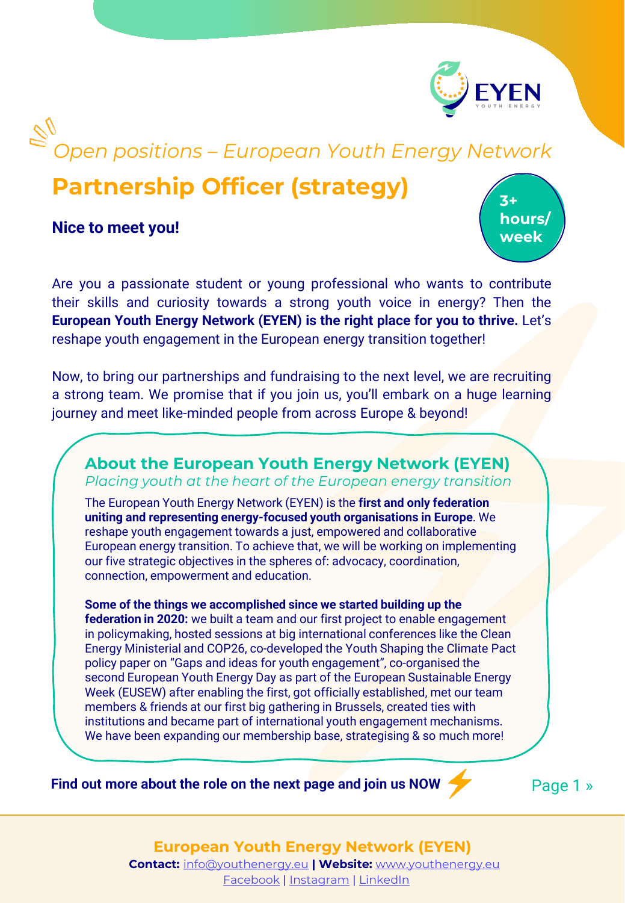*Open positions – European Youth Energy Network*

# Partnership Officer (strategy)

**3+ hours/ week**

**Nice to meet you!**

Are you a passionate student or young professional who wants to contribute their skills and curiosity towards a strong youth voice in energy? Then the **European Youth Energy Network (EYEN) is the right place for you to thrive.** Let's reshape youth engagement in the European energy transition together!

Now, to bring our partnerships and fundraising to the next level, we are recruiting a strong team. We promise that if you join us, you'll embark on a huge learning journey and meet like-minded people from across Europe & beyond!

## About the European Youth Energy Network (EYEN)

*Placing youth at the heart of the European energy transition*

The European Youth Energy Network (EYEN) is the **first and only federation uniting and representing energy-focused youth organisations in Europe**. We reshape youth engagement towards a just, empowered and collaborative European energy transition. To achieve that, we will be working on implementing our five strategic objectives in the spheres of: advocacy, coordination, connection, empowerment and education.

**Some of the things we accomplished since we started building up the federation in 2020:** we built a team and our first project to enable engagement in policymaking, hosted sessions at big international conferences like the Clean Energy Ministerial and COP26, co-developed the Youth Shaping the Climate Pact policy paper on "Gaps and ideas for youth engagement", co-organised the second European Youth Energy Day as part of the European Sustainable Energy Week (EUSEW) after enabling the first, got officially established, met our team members & friends at our first big gathering in Brussels, created ties with institutions and became part of international youth engagement mechanisms. We have been expanding our membership base, strategising & so much more!

**Find out more about the role on the next page and join us NOW**

**European Youth Energy Network (EYEN)**
**Contact:** info@youthenergy.eu **| Website:** www.youthenergy.eu
Facebook | Instagram | LinkedIn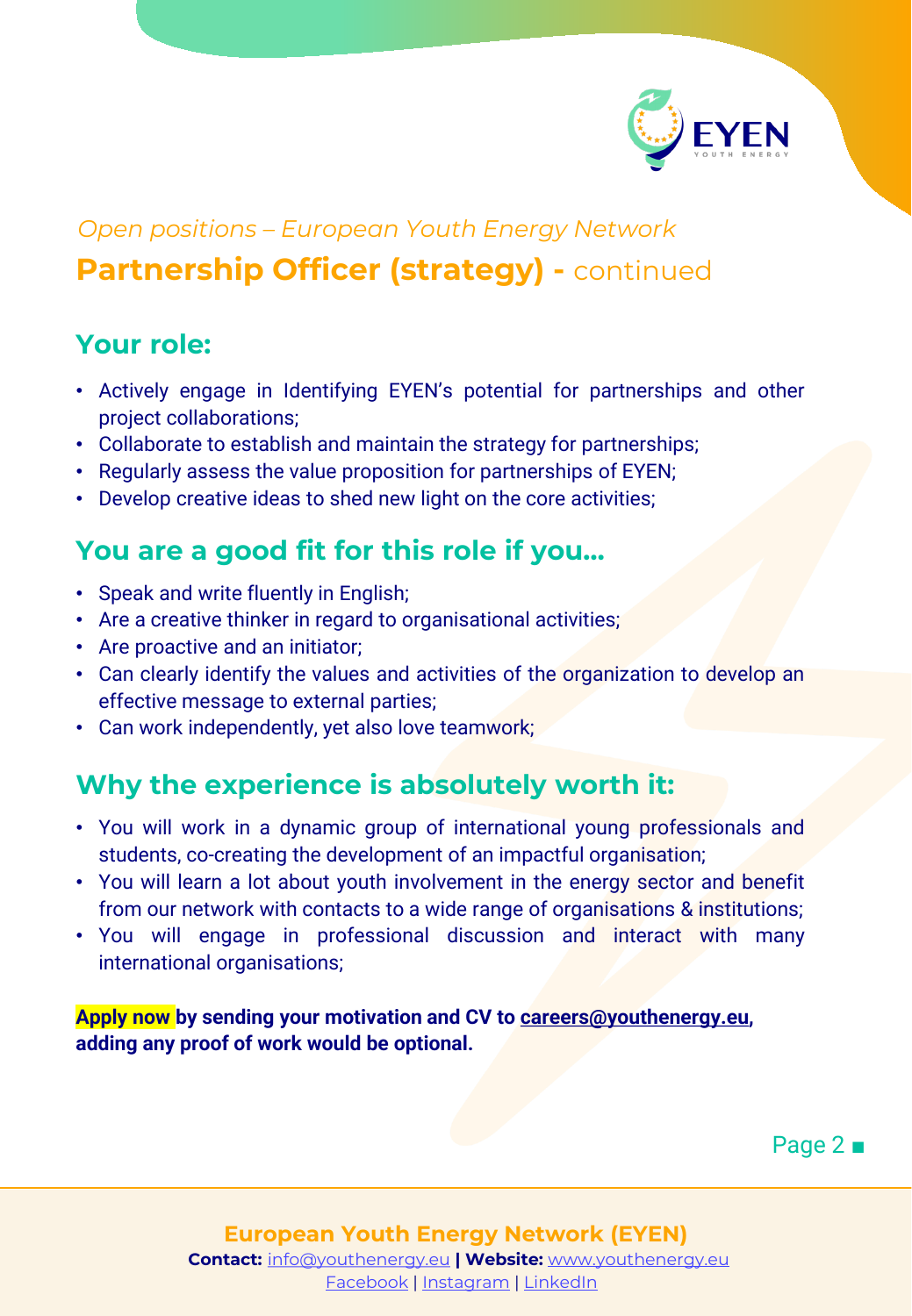*Open positions – European Youth Energy Network*

# **Partnership Officer (strategy) -** continued

## Your role:

- Actively engage in Identifying EYEN's potential for partnerships and other project collaborations;
- Collaborate to establish and maintain the strategy for partnerships;
- Regularly assess the value proposition for partnerships of EYEN;
- Develop creative ideas to shed new light on the core activities;

## You are a good fit for this role if you...

- Speak and write fluently in English;
- Are a creative thinker in regard to organisational activities;
- Are proactive and an initiator;
- Can clearly identify the values and activities of the organization to develop an effective message to external parties;
- Can work independently, yet also love teamwork;

## Why the experience is absolutely worth it:

- You will work in a dynamic group of international young professionals and students, co-creating the development of an impactful organisation;
- You will learn a lot about youth involvement in the energy sector and benefit from our network with contacts to a wide range of organisations & institutions;
- You will engage in professional discussion and interact with many international organisations;

**Apply now by sending your motivation and CV to careers@youthenergy.eu, adding any proof of work would be optional.**

**European Youth Energy Network (EYEN)**
**Contact:** info@youthenergy.eu **| Website:** www.youthenergy.eu
Facebook | Instagram | LinkedIn